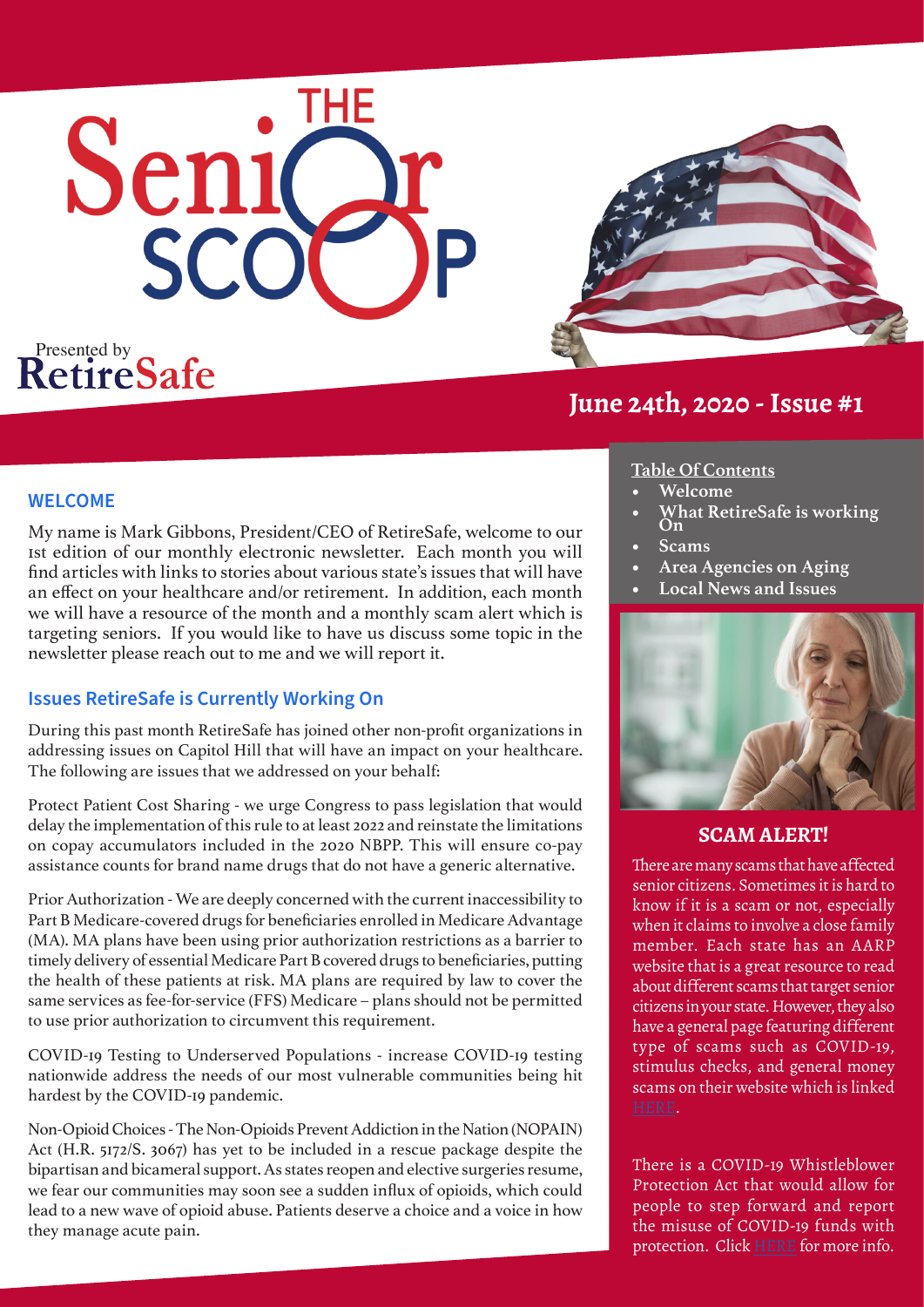# The Senior Scoop

Presented by RetireSafe

## June 24th, 2020 - Issue #1

### WELCOME

My name is Mark Gibbons, President/CEO of RetireSafe, welcome to our 1st edition of our monthly electronic newsletter. Each month you will find articles with links to stories about various state's issues that will have an effect on your healthcare and/or retirement. In addition, each month we will have a resource of the month and a monthly scam alert which is targeting seniors. If you would like to have us discuss some topic in the newsletter please reach out to me and we will report it.

### Issues RetireSafe is Currently Working On

During this past month RetireSafe has joined other non-profit organizations in addressing issues on Capitol Hill that will have an impact on your healthcare. The following are issues that we addressed on your behalf:

Protect Patient Cost Sharing - we urge Congress to pass legislation that would delay the implementation of this rule to at least 2022 and reinstate the limitations on copay accumulators included in the 2020 NBPP. This will ensure co-pay assistance counts for brand name drugs that do not have a generic alternative.

Prior Authorization - We are deeply concerned with the current inaccessibility to Part B Medicare-covered drugs for beneficiaries enrolled in Medicare Advantage (MA). MA plans have been using prior authorization restrictions as a barrier to timely delivery of essential Medicare Part B covered drugs to beneficiaries, putting the health of these patients at risk. MA plans are required by law to cover the same services as fee-for-service (FFS) Medicare – plans should not be permitted to use prior authorization to circumvent this requirement.

COVID-19 Testing to Underserved Populations - increase COVID-19 testing nationwide address the needs of our most vulnerable communities being hit hardest by the COVID-19 pandemic.

Non-Opioid Choices - The Non-Opioids Prevent Addiction in the Nation (NOPAIN) Act (H.R. 5172/S. 3067) has yet to be included in a rescue package despite the bipartisan and bicameral support. As states reopen and elective surgeries resume, we fear our communities may soon see a sudden influx of opioids, which could lead to a new wave of opioid abuse. Patients deserve a choice and a voice in how they manage acute pain.

**Table Of Contents**

- Welcome
- What RetireSafe is working On
- Scams
- Area Agencies on Aging
- Local News and Issues

### SCAM ALERT!

There are many scams that have affected senior citizens. Sometimes it is hard to know if it is a scam or not, especially when it claims to involve a close family member. Each state has an AARP website that is a great resource to read about different scams that target senior citizens in your state. However, they also have a general page featuring different type of scams such as COVID-19, stimulus checks, and general money scams on their website which is linked HERE.

There is a COVID-19 Whistleblower Protection Act that would allow for people to step forward and report the misuse of COVID-19 funds with protection. Click HERE for more info.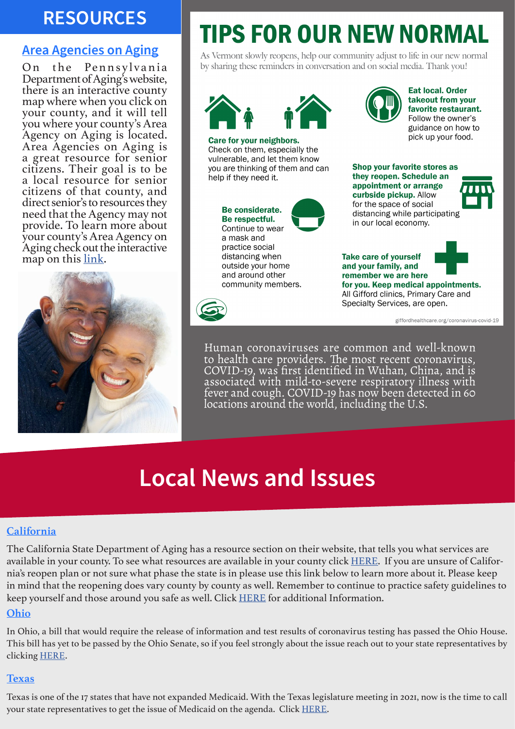## RESOURCES

### Area Agencies on Aging

On the Pennsylvania Department of Aging's website, there is an interactive county map where when you click on your county, and it will tell you where your county's Area Agency on Aging is located. Area Agencies on Aging is a great resource for senior citizens. Their goal is to be a local resource for senior citizens of that county, and direct senior's to resources they need that the Agency may not provide. To learn more about your county's Area Agency on Aging check out the interactive map on this link.

## TIPS FOR OUR NEW NORMAL

As Vermont slowly reopens, help our community adjust to life in our new normal by sharing these reminders in conversation and on social media. Thank you!

**Care for your neighbors.** Check on them, especially the vulnerable, and let them know you are thinking of them and can help if they need it.

**Eat local. Order takeout from your favorite restaurant.** Follow the owner's guidance on how to pick up your food.

**Shop your favorite stores as they reopen. Schedule an appointment or arrange curbside pickup.** Allow for the space of social distancing while participating in our local economy.

**Be considerate. Be respectful.** Continue to wear a mask and practice social distancing when outside your home and around other community members.

**Take care of yourself and your family, and remember we are here for you. Keep medical appointments.** All Gifford clinics, Primary Care and Specialty Services, are open.

giffordhealthcare.org/coronavirus-covid-19

Human coronaviruses are common and well-known to health care providers. The most recent coronavirus, COVID-19, was first identified in Wuhan, China, and is associated with mild-to-severe respiratory illness with fever and cough. COVID-19 has now been detected in 60 locations around the world, including the U.S.

# Local News and Issues

### California

The California State Department of Aging has a resource section on their website, that tells you what services are available in your county. To see what resources are available in your county click HERE. If you are unsure of California's reopen plan or not sure what phase the state is in please use this link below to learn more about it. Please keep in mind that the reopening does vary county by county as well. Remember to continue to practice safety guidelines to keep yourself and those around you safe as well. Click HERE for additional Information.

### Ohio

In Ohio, a bill that would require the release of information and test results of coronavirus testing has passed the Ohio House. This bill has yet to be passed by the Ohio Senate, so if you feel strongly about the issue reach out to your state representatives by clicking HERE.

### Texas

Texas is one of the 17 states that have not expanded Medicaid. With the Texas legislature meeting in 2021, now is the time to call your state representatives to get the issue of Medicaid on the agenda. Click HERE.